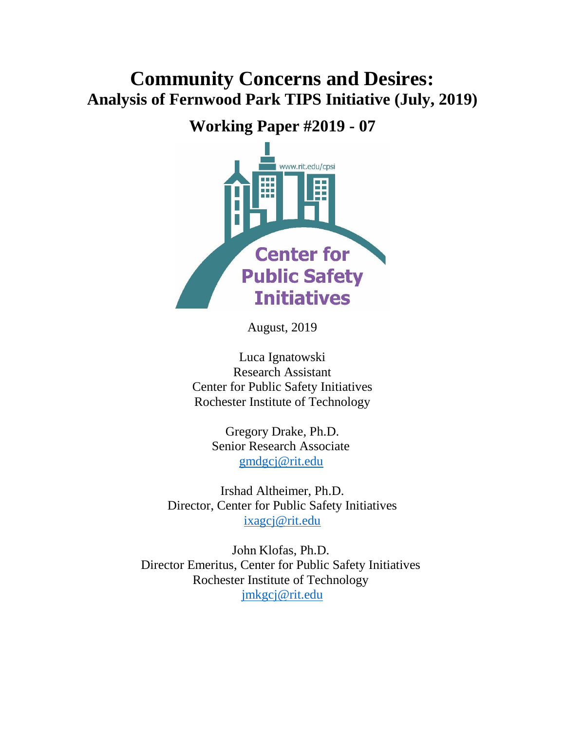# Community Concerns and Desires:
## Analysis of Fernwood Park TIPS Initiative (July, 2019)

## Working Paper #2019 - 07

www.rit.edu/cpsi

Center for Public Safety Initiatives

August, 2019

Luca Ignatowski
Research Assistant
Center for Public Safety Initiatives
Rochester Institute of Technology

Gregory Drake, Ph.D.
Senior Research Associate
gmdgcj@rit.edu

Irshad Altheimer, Ph.D.
Director, Center for Public Safety Initiatives
ixagcj@rit.edu

John Klofas, Ph.D.
Director Emeritus, Center for Public Safety Initiatives
Rochester Institute of Technology
jmkgcj@rit.edu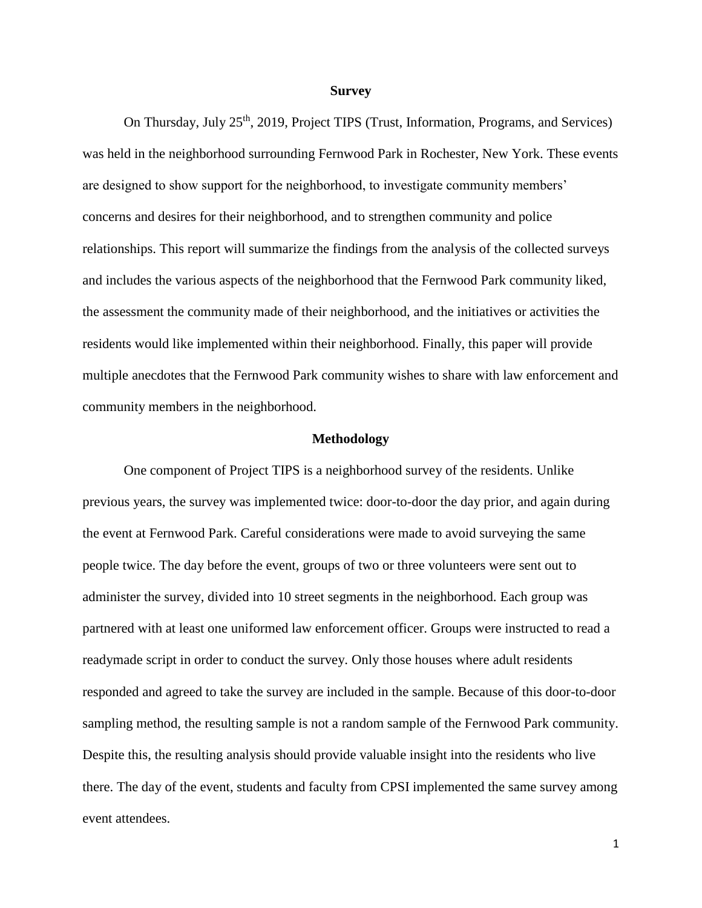## Survey

On Thursday, July 25th, 2019, Project TIPS (Trust, Information, Programs, and Services) was held in the neighborhood surrounding Fernwood Park in Rochester, New York. These events are designed to show support for the neighborhood, to investigate community members' concerns and desires for their neighborhood, and to strengthen community and police relationships. This report will summarize the findings from the analysis of the collected surveys and includes the various aspects of the neighborhood that the Fernwood Park community liked, the assessment the community made of their neighborhood, and the initiatives or activities the residents would like implemented within their neighborhood. Finally, this paper will provide multiple anecdotes that the Fernwood Park community wishes to share with law enforcement and community members in the neighborhood.

## Methodology

One component of Project TIPS is a neighborhood survey of the residents. Unlike previous years, the survey was implemented twice: door-to-door the day prior, and again during the event at Fernwood Park. Careful considerations were made to avoid surveying the same people twice. The day before the event, groups of two or three volunteers were sent out to administer the survey, divided into 10 street segments in the neighborhood. Each group was partnered with at least one uniformed law enforcement officer. Groups were instructed to read a readymade script in order to conduct the survey. Only those houses where adult residents responded and agreed to take the survey are included in the sample. Because of this door-to-door sampling method, the resulting sample is not a random sample of the Fernwood Park community. Despite this, the resulting analysis should provide valuable insight into the residents who live there. The day of the event, students and faculty from CPSI implemented the same survey among event attendees.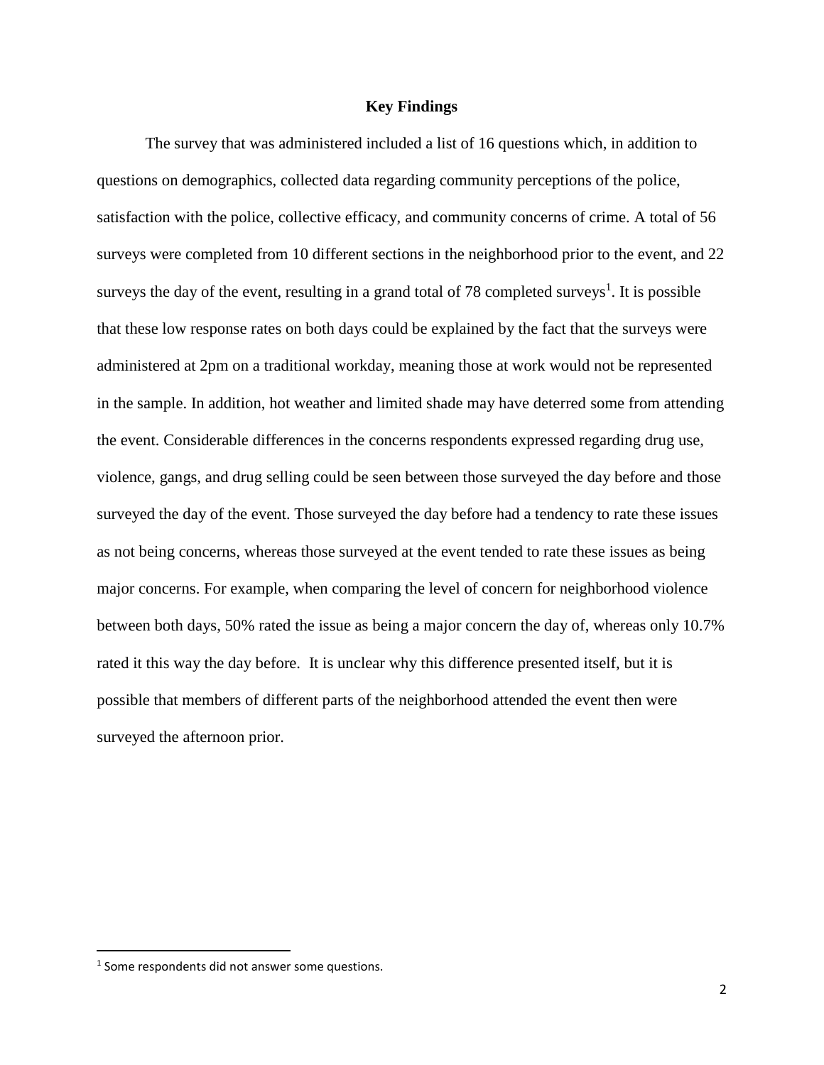## Key Findings

The survey that was administered included a list of 16 questions which, in addition to questions on demographics, collected data regarding community perceptions of the police, satisfaction with the police, collective efficacy, and community concerns of crime. A total of 56 surveys were completed from 10 different sections in the neighborhood prior to the event, and 22 surveys the day of the event, resulting in a grand total of 78 completed surveys[1]. It is possible that these low response rates on both days could be explained by the fact that the surveys were administered at 2pm on a traditional workday, meaning those at work would not be represented in the sample. In addition, hot weather and limited shade may have deterred some from attending the event. Considerable differences in the concerns respondents expressed regarding drug use, violence, gangs, and drug selling could be seen between those surveyed the day before and those surveyed the day of the event. Those surveyed the day before had a tendency to rate these issues as not being concerns, whereas those surveyed at the event tended to rate these issues as being major concerns. For example, when comparing the level of concern for neighborhood violence between both days, 50% rated the issue as being a major concern the day of, whereas only 10.7% rated it this way the day before. It is unclear why this difference presented itself, but it is possible that members of different parts of the neighborhood attended the event then were surveyed the afternoon prior.

[1] Some respondents did not answer some questions.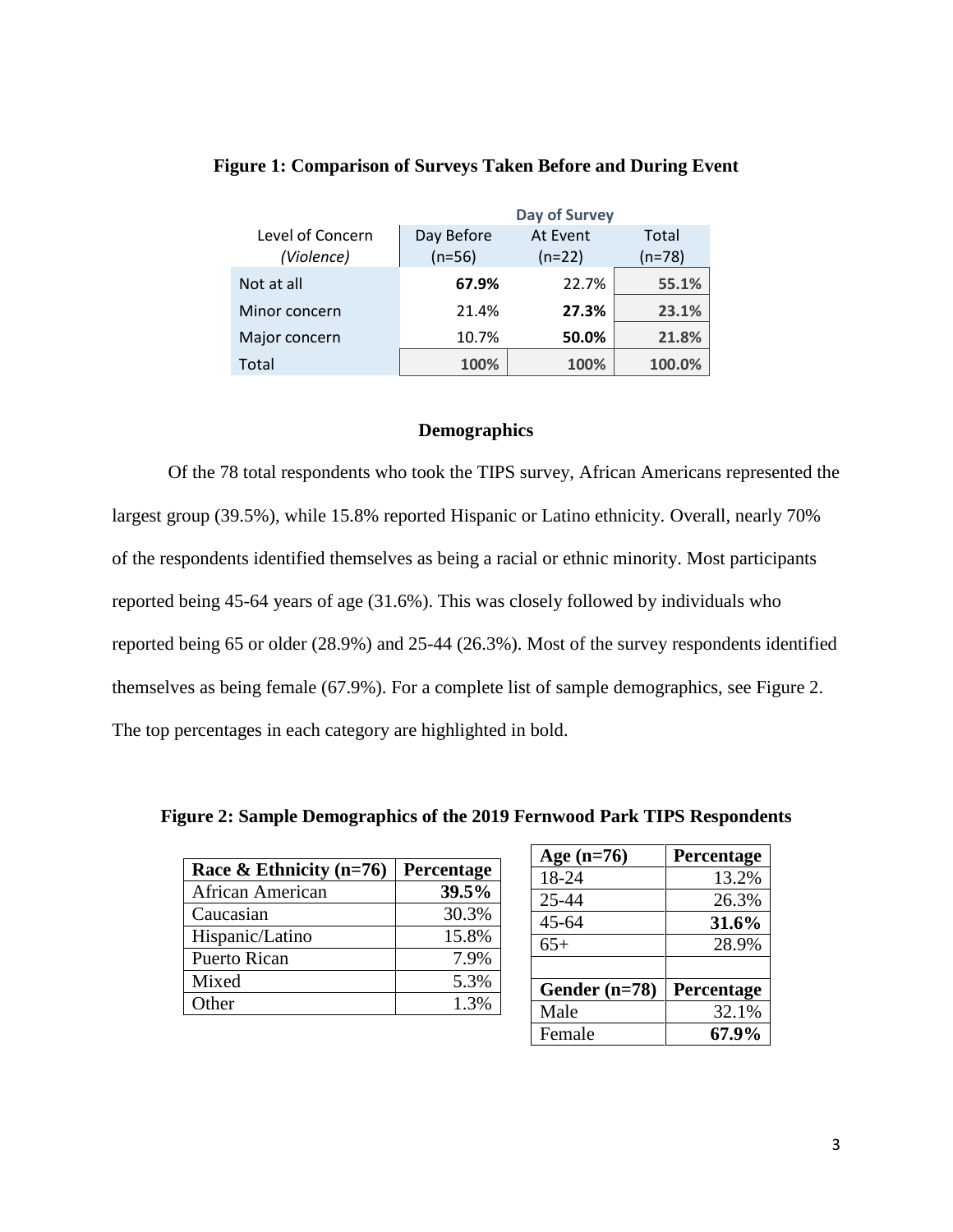**Figure 1: Comparison of Surveys Taken Before and During Event**

| Level of Concern *(Violence)* | Day of Survey Day Before (n=56) | At Event (n=22) | Total (n=78) |
|---|---|---|---|
| Not at all | **67.9%** | 22.7% | **55.1%** |
| Minor concern | 21.4% | **27.3%** | **23.1%** |
| Major concern | 10.7% | **50.0%** | **21.8%** |
| Total | **100%** | **100%** | **100.0%** |

### Demographics

Of the 78 total respondents who took the TIPS survey, African Americans represented the largest group (39.5%), while 15.8% reported Hispanic or Latino ethnicity. Overall, nearly 70% of the respondents identified themselves as being a racial or ethnic minority. Most participants reported being 45-64 years of age (31.6%). This was closely followed by individuals who reported being 65 or older (28.9%) and 25-44 (26.3%). Most of the survey respondents identified themselves as being female (67.9%). For a complete list of sample demographics, see Figure 2. The top percentages in each category are highlighted in bold.

**Figure 2: Sample Demographics of the 2019 Fernwood Park TIPS Respondents**

| Race & Ethnicity (n=76) | Percentage |
|---|---|
| African American | **39.5%** |
| Caucasian | 30.3% |
| Hispanic/Latino | 15.8% |
| Puerto Rican | 7.9% |
| Mixed | 5.3% |
| Other | 1.3% |

| Age (n=76) | Percentage |
|---|---|
| 18-24 | 13.2% |
| 25-44 | 26.3% |
| 45-64 | **31.6%** |
| 65+ | 28.9% |

| Gender (n=78) | Percentage |
|---|---|
| Male | 32.1% |
| Female | **67.9%** |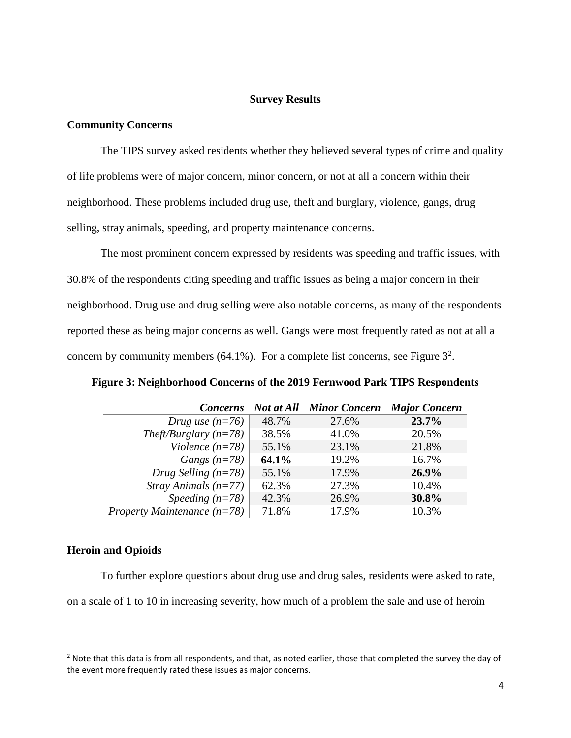## Survey Results

### Community Concerns

The TIPS survey asked residents whether they believed several types of crime and quality of life problems were of major concern, minor concern, or not at all a concern within their neighborhood. These problems included drug use, theft and burglary, violence, gangs, drug selling, stray animals, speeding, and property maintenance concerns.

The most prominent concern expressed by residents was speeding and traffic issues, with 30.8% of the respondents citing speeding and traffic issues as being a major concern in their neighborhood. Drug use and drug selling were also notable concerns, as many of the respondents reported these as being major concerns as well. Gangs were most frequently rated as not at all a concern by community members (64.1%). For a complete list concerns, see Figure 3[2].

**Figure 3: Neighborhood Concerns of the 2019 Fernwood Park TIPS Respondents**

| *Concerns* | *Not at All* | *Minor Concern* | *Major Concern* |
|---|---|---|---|
| *Drug use (n=76)* | 48.7% | 27.6% | **23.7%** |
| *Theft/Burglary (n=78)* | 38.5% | 41.0% | 20.5% |
| *Violence (n=78)* | 55.1% | 23.1% | 21.8% |
| *Gangs (n=78)* | **64.1%** | 19.2% | 16.7% |
| *Drug Selling (n=78)* | 55.1% | 17.9% | **26.9%** |
| *Stray Animals (n=77)* | 62.3% | 27.3% | 10.4% |
| *Speeding (n=78)* | 42.3% | 26.9% | **30.8%** |
| *Property Maintenance (n=78)* | 71.8% | 17.9% | 10.3% |

### Heroin and Opioids

To further explore questions about drug use and drug sales, residents were asked to rate, on a scale of 1 to 10 in increasing severity, how much of a problem the sale and use of heroin

[2] Note that this data is from all respondents, and that, as noted earlier, those that completed the survey the day of the event more frequently rated these issues as major concerns.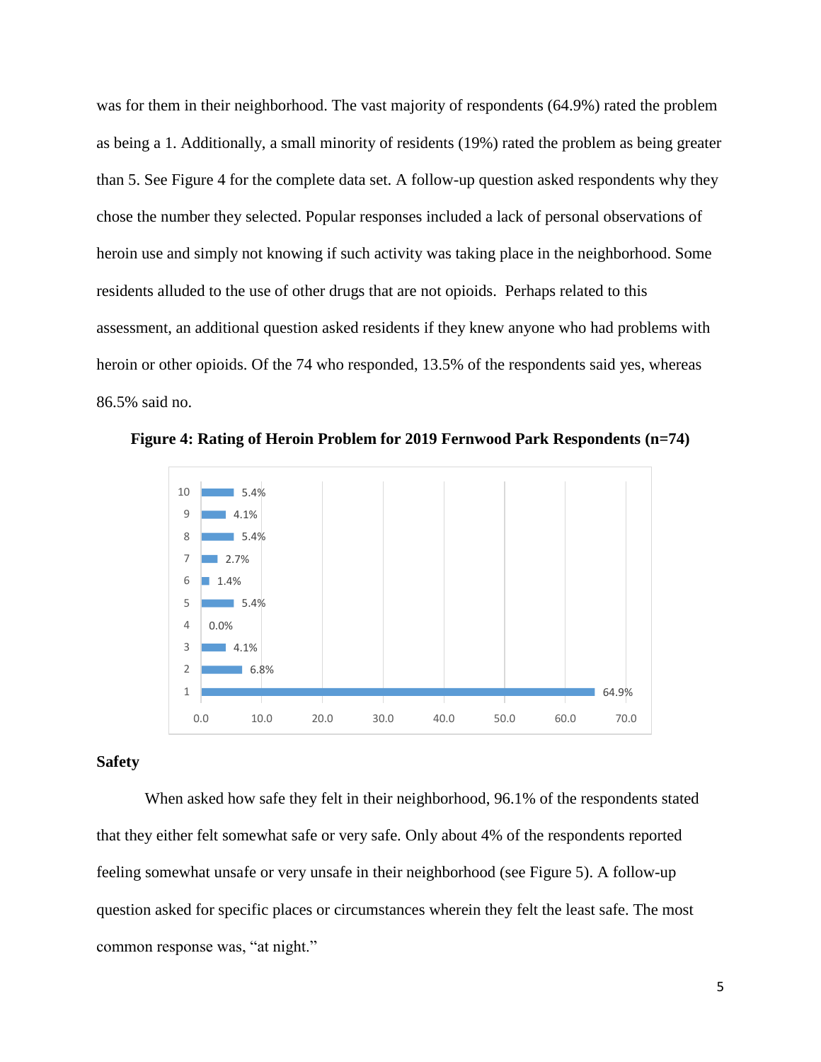was for them in their neighborhood. The vast majority of respondents (64.9%) rated the problem as being a 1. Additionally, a small minority of residents (19%) rated the problem as being greater than 5. See Figure 4 for the complete data set. A follow-up question asked respondents why they chose the number they selected. Popular responses included a lack of personal observations of heroin use and simply not knowing if such activity was taking place in the neighborhood. Some residents alluded to the use of other drugs that are not opioids. Perhaps related to this assessment, an additional question asked residents if they knew anyone who had problems with heroin or other opioids. Of the 74 who responded, 13.5% of the respondents said yes, whereas 86.5% said no.

**Figure 4: Rating of Heroin Problem for 2019 Fernwood Park Respondents (n=74)**

| Rating | Percent |
|---|---|
| 10 | 5.4% |
| 9 | 4.1% |
| 8 | 5.4% |
| 7 | 2.7% |
| 6 | 1.4% |
| 5 | 5.4% |
| 4 | 0.0% |
| 3 | 4.1% |
| 2 | 6.8% |
| 1 | 64.9% |

**Safety**

When asked how safe they felt in their neighborhood, 96.1% of the respondents stated that they either felt somewhat safe or very safe. Only about 4% of the respondents reported feeling somewhat unsafe or very unsafe in their neighborhood (see Figure 5). A follow-up question asked for specific places or circumstances wherein they felt the least safe. The most common response was, "at night."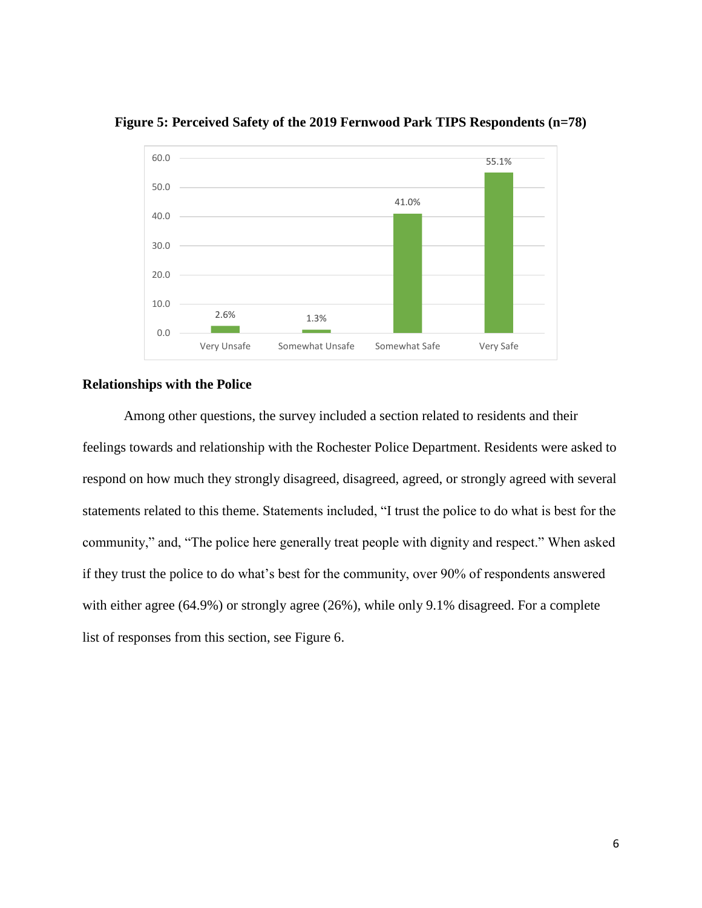**Figure 5: Perceived Safety of the 2019 Fernwood Park TIPS Respondents (n=78)**

| Response | Percent |
| --- | --- |
| Very Unsafe | 2.6% |
| Somewhat Unsafe | 1.3% |
| Somewhat Safe | 41.0% |
| Very Safe | 55.1% |

## Relationships with the Police

Among other questions, the survey included a section related to residents and their feelings towards and relationship with the Rochester Police Department. Residents were asked to respond on how much they strongly disagreed, disagreed, agreed, or strongly agreed with several statements related to this theme. Statements included, "I trust the police to do what is best for the community," and, "The police here generally treat people with dignity and respect." When asked if they trust the police to do what's best for the community, over 90% of respondents answered with either agree (64.9%) or strongly agree (26%), while only 9.1% disagreed. For a complete list of responses from this section, see Figure 6.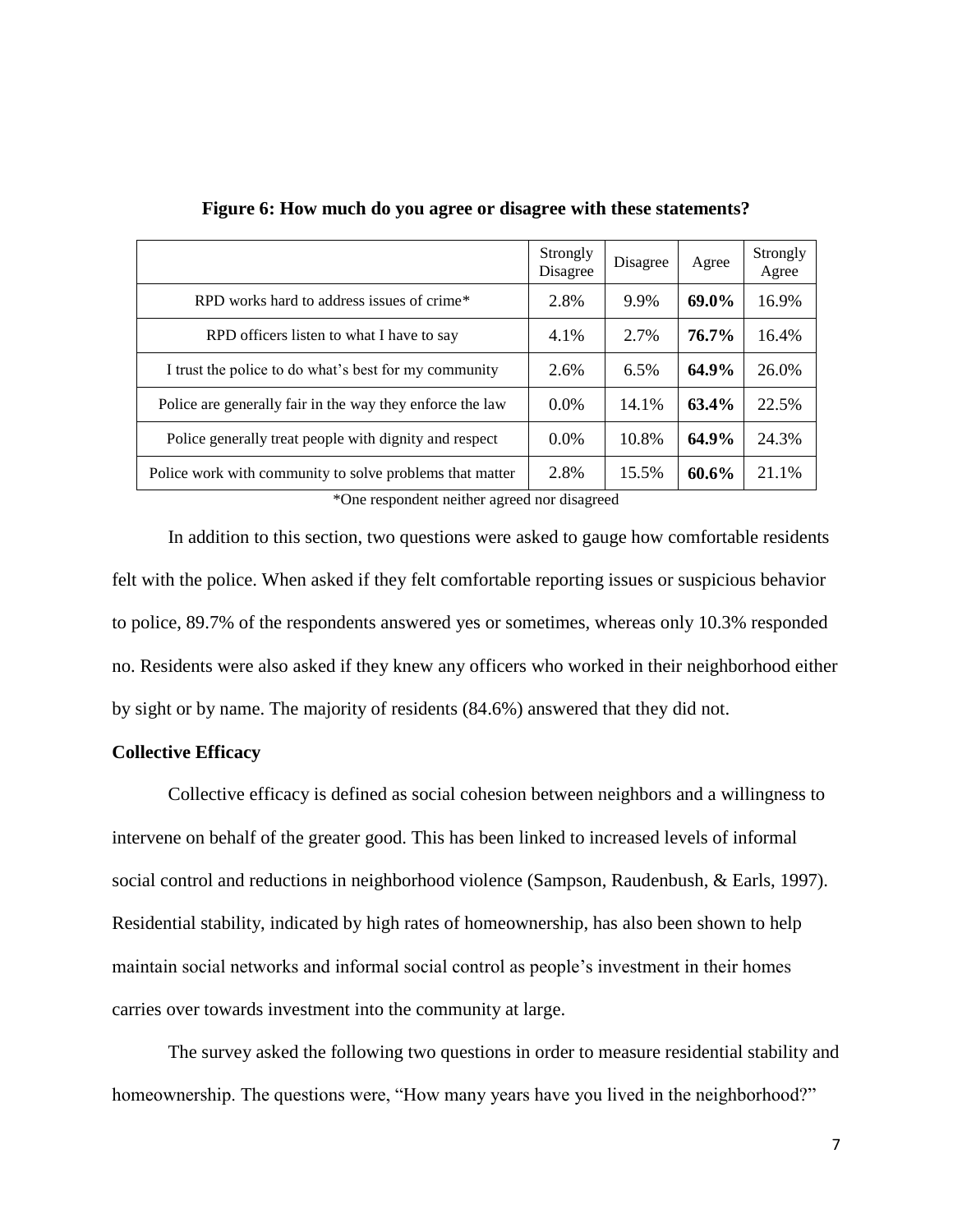**Figure 6: How much do you agree or disagree with these statements?**

| | Strongly Disagree | Disagree | Agree | Strongly Agree |
|---|---|---|---|---|
| RPD works hard to address issues of crime* | 2.8% | 9.9% | **69.0%** | 16.9% |
| RPD officers listen to what I have to say | 4.1% | 2.7% | **76.7%** | 16.4% |
| I trust the police to do what's best for my community | 2.6% | 6.5% | **64.9%** | 26.0% |
| Police are generally fair in the way they enforce the law | 0.0% | 14.1% | **63.4%** | 22.5% |
| Police generally treat people with dignity and respect | 0.0% | 10.8% | **64.9%** | 24.3% |
| Police work with community to solve problems that matter | 2.8% | 15.5% | **60.6%** | 21.1% |

*One respondent neither agreed nor disagreed

In addition to this section, two questions were asked to gauge how comfortable residents felt with the police. When asked if they felt comfortable reporting issues or suspicious behavior to police, 89.7% of the respondents answered yes or sometimes, whereas only 10.3% responded no. Residents were also asked if they knew any officers who worked in their neighborhood either by sight or by name. The majority of residents (84.6%) answered that they did not.

### Collective Efficacy

Collective efficacy is defined as social cohesion between neighbors and a willingness to intervene on behalf of the greater good. This has been linked to increased levels of informal social control and reductions in neighborhood violence (Sampson, Raudenbush, & Earls, 1997). Residential stability, indicated by high rates of homeownership, has also been shown to help maintain social networks and informal social control as people's investment in their homes carries over towards investment into the community at large.

The survey asked the following two questions in order to measure residential stability and homeownership. The questions were, "How many years have you lived in the neighborhood?"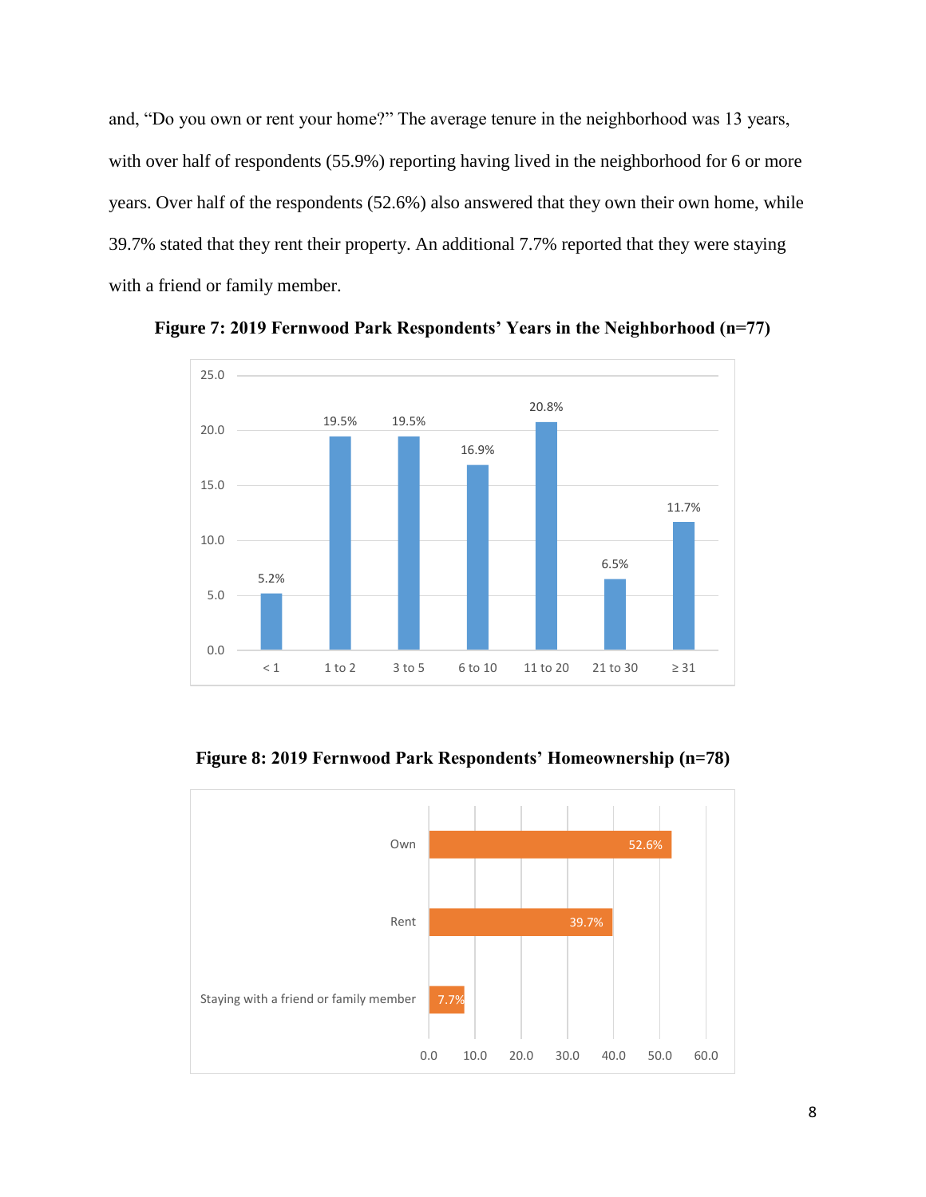and, "Do you own or rent your home?" The average tenure in the neighborhood was 13 years, with over half of respondents (55.9%) reporting having lived in the neighborhood for 6 or more years. Over half of the respondents (52.6%) also answered that they own their own home, while 39.7% stated that they rent their property. An additional 7.7% reported that they were staying with a friend or family member.

**Figure 7: 2019 Fernwood Park Respondents' Years in the Neighborhood (n=77)**

| Years | Percent |
|---|---|
| < 1 | 5.2% |
| 1 to 2 | 19.5% |
| 3 to 5 | 19.5% |
| 6 to 10 | 16.9% |
| 11 to 20 | 20.8% |
| 21 to 30 | 6.5% |
| ≥ 31 | 11.7% |

**Figure 8: 2019 Fernwood Park Respondents' Homeownership (n=78)**

| Homeownership | Percent |
|---|---|
| Own | 52.6% |
| Rent | 39.7% |
| Staying with a friend or family member | 7.7% |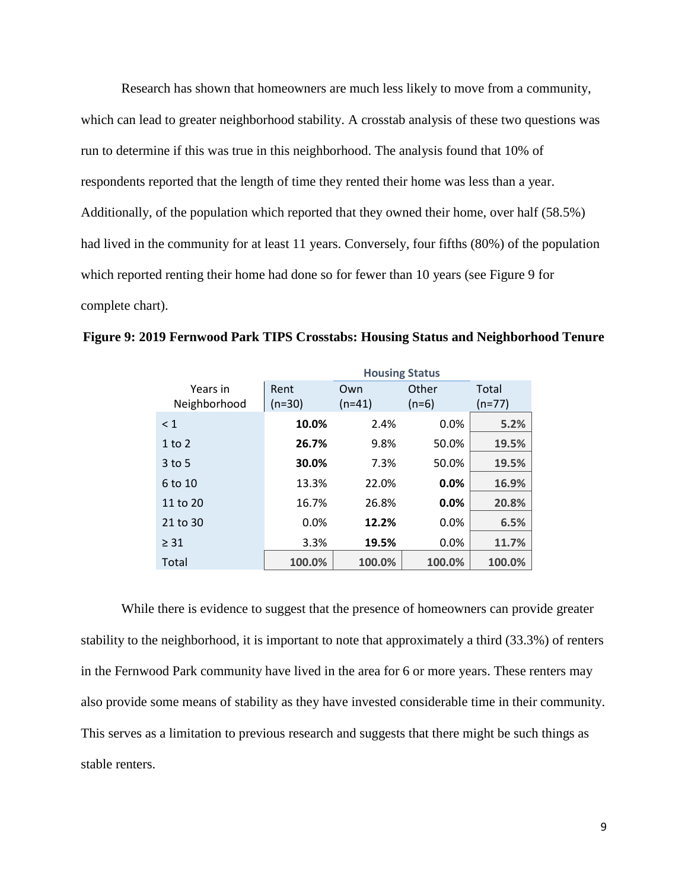Research has shown that homeowners are much less likely to move from a community, which can lead to greater neighborhood stability. A crosstab analysis of these two questions was run to determine if this was true in this neighborhood. The analysis found that 10% of respondents reported that the length of time they rented their home was less than a year. Additionally, of the population which reported that they owned their home, over half (58.5%) had lived in the community for at least 11 years. Conversely, four fifths (80%) of the population which reported renting their home had done so for fewer than 10 years (see Figure 9 for complete chart).

**Figure 9: 2019 Fernwood Park TIPS Crosstabs: Housing Status and Neighborhood Tenure**

| | Housing Status | | | |
|---|---|---|---|---|
| Years in Neighborhood | Rent (n=30) | Own (n=41) | Other (n=6) | Total (n=77) |
| < 1 | **10.0%** | 2.4% | 0.0% | **5.2%** |
| 1 to 2 | **26.7%** | 9.8% | 50.0% | **19.5%** |
| 3 to 5 | **30.0%** | 7.3% | 50.0% | **19.5%** |
| 6 to 10 | 13.3% | 22.0% | **0.0%** | **16.9%** |
| 11 to 20 | 16.7% | 26.8% | **0.0%** | **20.8%** |
| 21 to 30 | 0.0% | **12.2%** | 0.0% | **6.5%** |
| ≥ 31 | 3.3% | **19.5%** | 0.0% | **11.7%** |
| Total | **100.0%** | **100.0%** | **100.0%** | **100.0%** |

While there is evidence to suggest that the presence of homeowners can provide greater stability to the neighborhood, it is important to note that approximately a third (33.3%) of renters in the Fernwood Park community have lived in the area for 6 or more years. These renters may also provide some means of stability as they have invested considerable time in their community. This serves as a limitation to previous research and suggests that there might be such things as stable renters.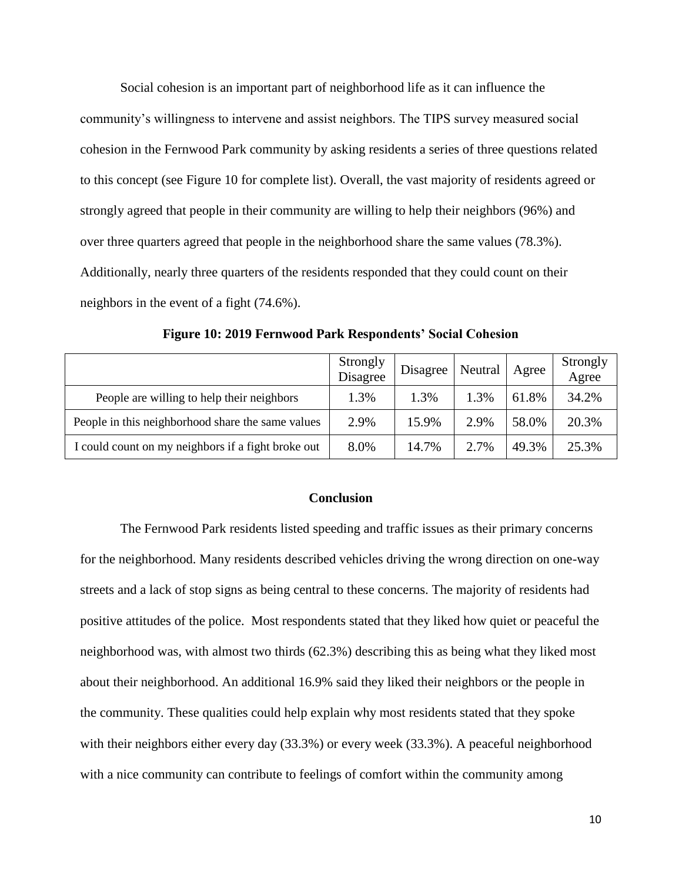Social cohesion is an important part of neighborhood life as it can influence the community's willingness to intervene and assist neighbors. The TIPS survey measured social cohesion in the Fernwood Park community by asking residents a series of three questions related to this concept (see Figure 10 for complete list). Overall, the vast majority of residents agreed or strongly agreed that people in their community are willing to help their neighbors (96%) and over three quarters agreed that people in the neighborhood share the same values (78.3%). Additionally, nearly three quarters of the residents responded that they could count on their neighbors in the event of a fight (74.6%).

**Figure 10: 2019 Fernwood Park Respondents' Social Cohesion**

| | Strongly Disagree | Disagree | Neutral | Agree | Strongly Agree |
|---|---|---|---|---|---|
| People are willing to help their neighbors | 1.3% | 1.3% | 1.3% | 61.8% | 34.2% |
| People in this neighborhood share the same values | 2.9% | 15.9% | 2.9% | 58.0% | 20.3% |
| I could count on my neighbors if a fight broke out | 8.0% | 14.7% | 2.7% | 49.3% | 25.3% |

## Conclusion

The Fernwood Park residents listed speeding and traffic issues as their primary concerns for the neighborhood. Many residents described vehicles driving the wrong direction on one-way streets and a lack of stop signs as being central to these concerns. The majority of residents had positive attitudes of the police. Most respondents stated that they liked how quiet or peaceful the neighborhood was, with almost two thirds (62.3%) describing this as being what they liked most about their neighborhood. An additional 16.9% said they liked their neighbors or the people in the community. These qualities could help explain why most residents stated that they spoke with their neighbors either every day (33.3%) or every week (33.3%). A peaceful neighborhood with a nice community can contribute to feelings of comfort within the community among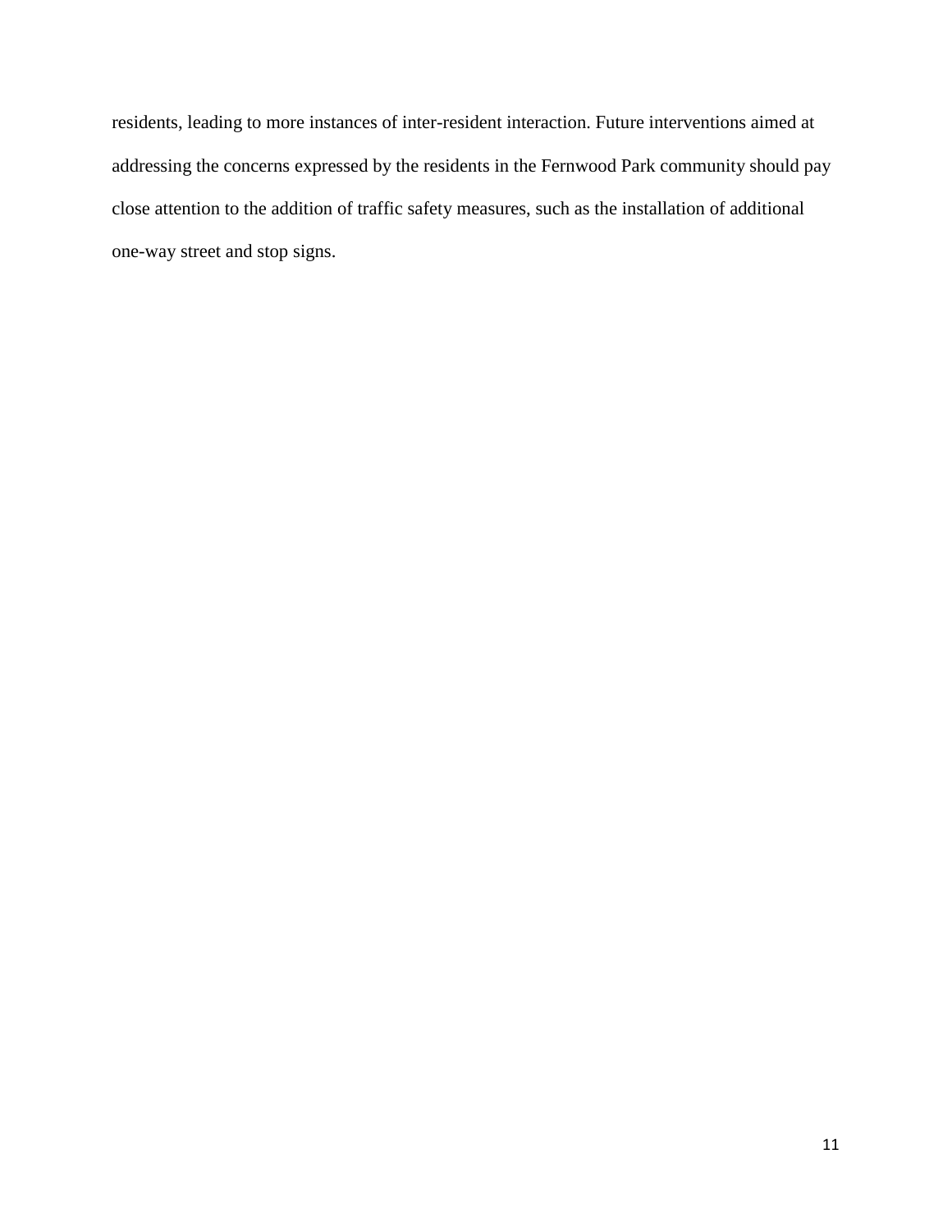residents, leading to more instances of inter-resident interaction. Future interventions aimed at addressing the concerns expressed by the residents in the Fernwood Park community should pay close attention to the addition of traffic safety measures, such as the installation of additional one-way street and stop signs.